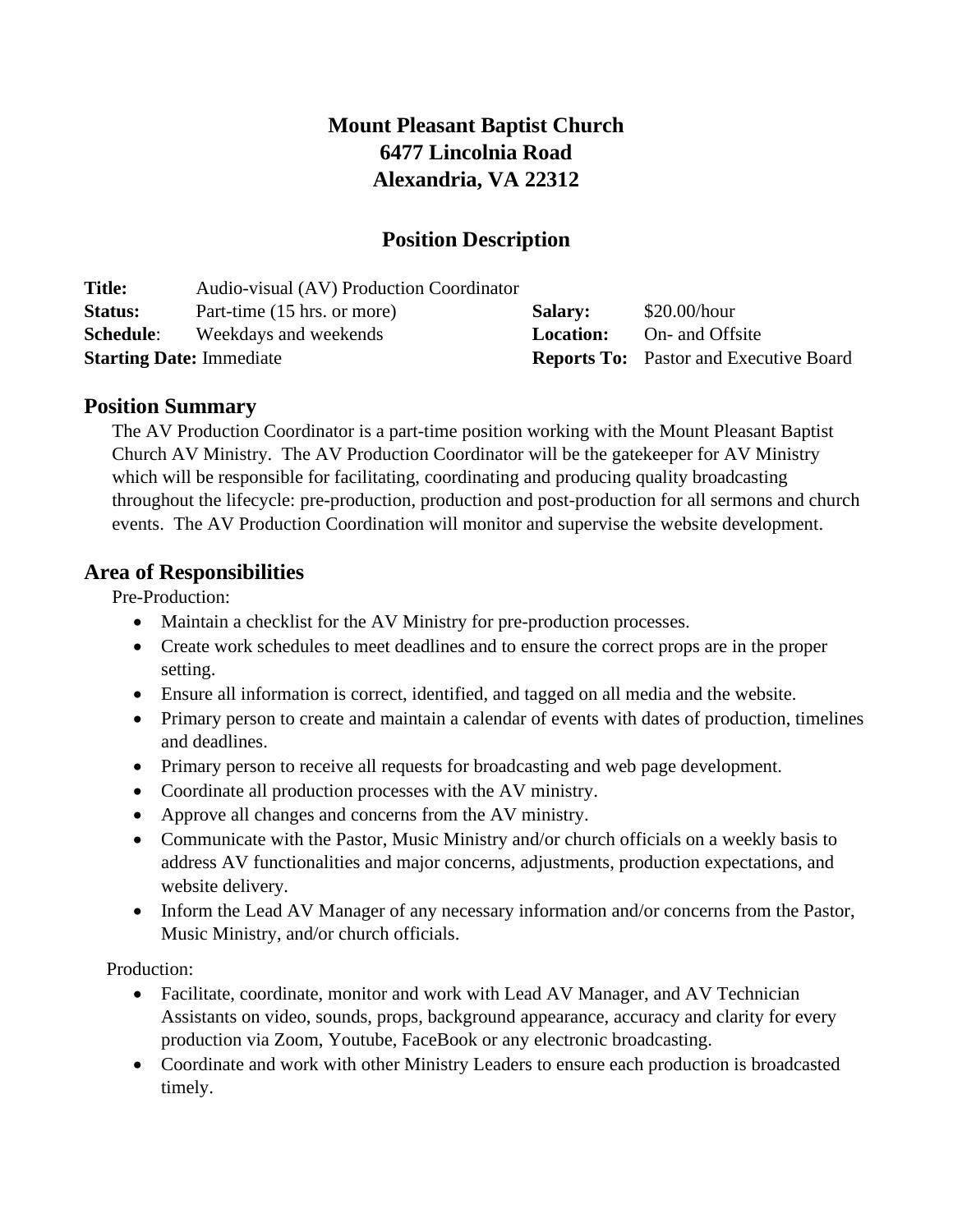**Mount Pleasant Baptist Church**
**6477 Lincolnia Road**
**Alexandria, VA 22312**

## Position Description

| | | | |
|---|---|---|---|
| **Title:** | Audio-visual (AV) Production Coordinator | | |
| **Status:** | Part-time (15 hrs. or more) | **Salary:** | $20.00/hour |
| **Schedule**: | Weekdays and weekends | **Location:** | On- and Offsite |
| **Starting Date:** Immediate | | **Reports To:** | Pastor and Executive Board |

## Position Summary

The AV Production Coordinator is a part-time position working with the Mount Pleasant Baptist Church AV Ministry. The AV Production Coordinator will be the gatekeeper for AV Ministry which will be responsible for facilitating, coordinating and producing quality broadcasting throughout the lifecycle: pre-production, production and post-production for all sermons and church events. The AV Production Coordination will monitor and supervise the website development.

## Area of Responsibilities

Pre-Production:

- Maintain a checklist for the AV Ministry for pre-production processes.
- Create work schedules to meet deadlines and to ensure the correct props are in the proper setting.
- Ensure all information is correct, identified, and tagged on all media and the website.
- Primary person to create and maintain a calendar of events with dates of production, timelines and deadlines.
- Primary person to receive all requests for broadcasting and web page development.
- Coordinate all production processes with the AV ministry.
- Approve all changes and concerns from the AV ministry.
- Communicate with the Pastor, Music Ministry and/or church officials on a weekly basis to address AV functionalities and major concerns, adjustments, production expectations, and website delivery.
- Inform the Lead AV Manager of any necessary information and/or concerns from the Pastor, Music Ministry, and/or church officials.

Production:

- Facilitate, coordinate, monitor and work with Lead AV Manager, and AV Technician Assistants on video, sounds, props, background appearance, accuracy and clarity for every production via Zoom, Youtube, FaceBook or any electronic broadcasting.
- Coordinate and work with other Ministry Leaders to ensure each production is broadcasted timely.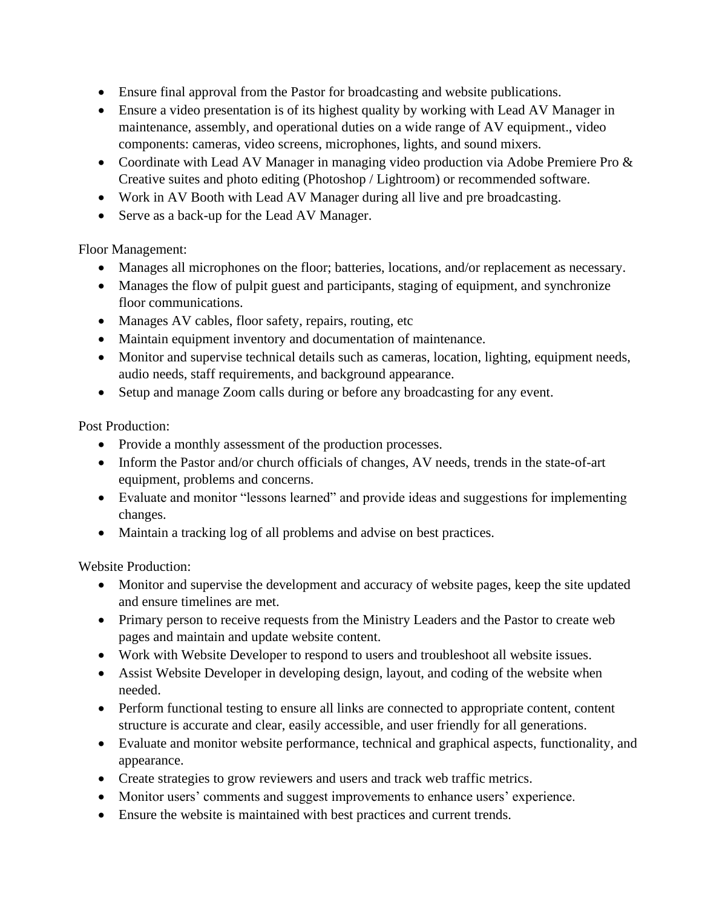- Ensure final approval from the Pastor for broadcasting and website publications.
- Ensure a video presentation is of its highest quality by working with Lead AV Manager in maintenance, assembly, and operational duties on a wide range of AV equipment., video components: cameras, video screens, microphones, lights, and sound mixers.
- Coordinate with Lead AV Manager in managing video production via Adobe Premiere Pro & Creative suites and photo editing (Photoshop / Lightroom) or recommended software.
- Work in AV Booth with Lead AV Manager during all live and pre broadcasting.
- Serve as a back-up for the Lead AV Manager.

Floor Management:

- Manages all microphones on the floor; batteries, locations, and/or replacement as necessary.
- Manages the flow of pulpit guest and participants, staging of equipment, and synchronize floor communications.
- Manages AV cables, floor safety, repairs, routing, etc
- Maintain equipment inventory and documentation of maintenance.
- Monitor and supervise technical details such as cameras, location, lighting, equipment needs, audio needs, staff requirements, and background appearance.
- Setup and manage Zoom calls during or before any broadcasting for any event.

Post Production:

- Provide a monthly assessment of the production processes.
- Inform the Pastor and/or church officials of changes, AV needs, trends in the state-of-art equipment, problems and concerns.
- Evaluate and monitor "lessons learned" and provide ideas and suggestions for implementing changes.
- Maintain a tracking log of all problems and advise on best practices.

Website Production:

- Monitor and supervise the development and accuracy of website pages, keep the site updated and ensure timelines are met.
- Primary person to receive requests from the Ministry Leaders and the Pastor to create web pages and maintain and update website content.
- Work with Website Developer to respond to users and troubleshoot all website issues.
- Assist Website Developer in developing design, layout, and coding of the website when needed.
- Perform functional testing to ensure all links are connected to appropriate content, content structure is accurate and clear, easily accessible, and user friendly for all generations.
- Evaluate and monitor website performance, technical and graphical aspects, functionality, and appearance.
- Create strategies to grow reviewers and users and track web traffic metrics.
- Monitor users' comments and suggest improvements to enhance users' experience.
- Ensure the website is maintained with best practices and current trends.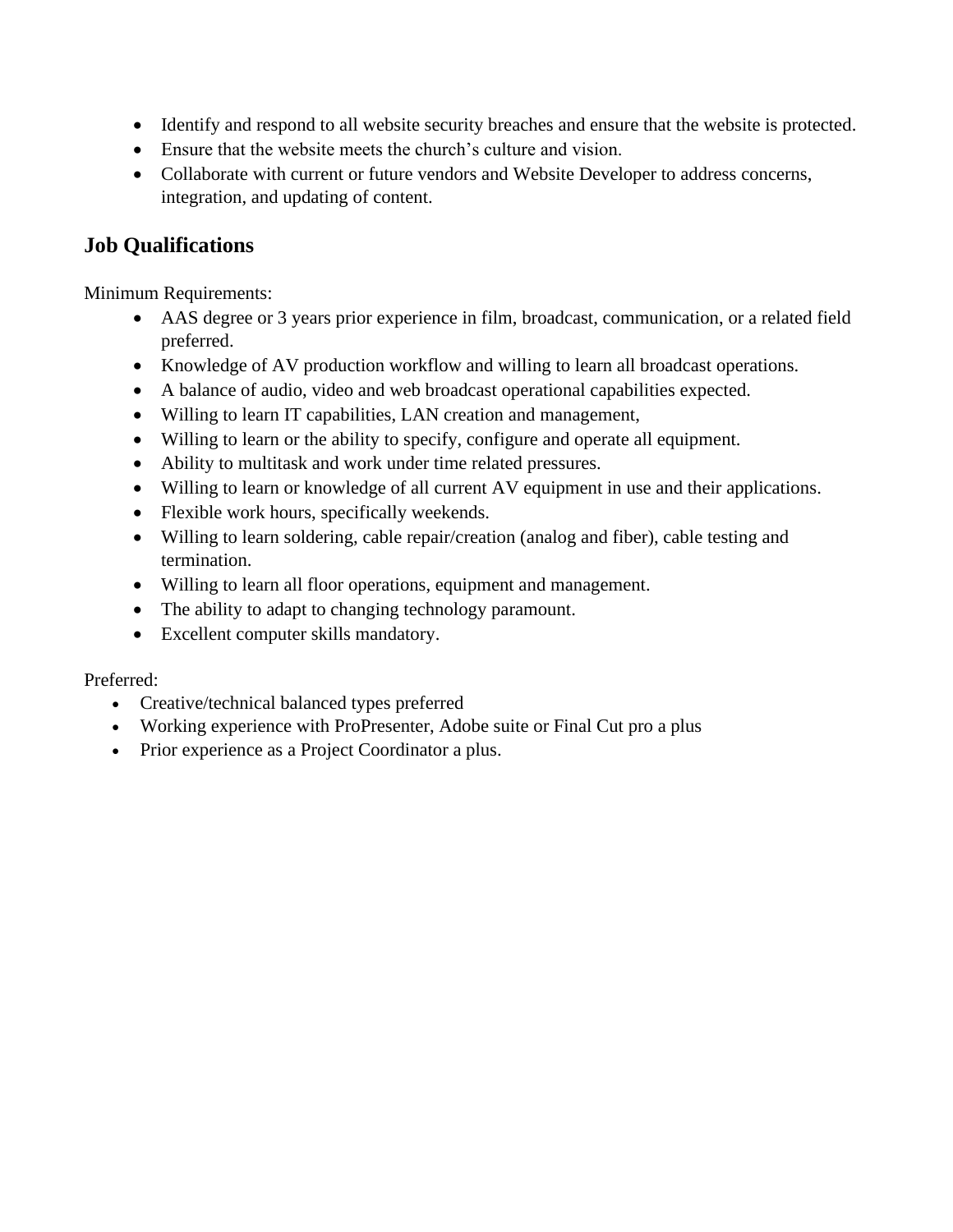- Identify and respond to all website security breaches and ensure that the website is protected.
- Ensure that the website meets the church's culture and vision.
- Collaborate with current or future vendors and Website Developer to address concerns, integration, and updating of content.

## Job Qualifications

Minimum Requirements:

- AAS degree or 3 years prior experience in film, broadcast, communication, or a related field preferred.
- Knowledge of AV production workflow and willing to learn all broadcast operations.
- A balance of audio, video and web broadcast operational capabilities expected.
- Willing to learn IT capabilities, LAN creation and management,
- Willing to learn or the ability to specify, configure and operate all equipment.
- Ability to multitask and work under time related pressures.
- Willing to learn or knowledge of all current AV equipment in use and their applications.
- Flexible work hours, specifically weekends.
- Willing to learn soldering, cable repair/creation (analog and fiber), cable testing and termination.
- Willing to learn all floor operations, equipment and management.
- The ability to adapt to changing technology paramount.
- Excellent computer skills mandatory.

Preferred:

- Creative/technical balanced types preferred
- Working experience with ProPresenter, Adobe suite or Final Cut pro a plus
- Prior experience as a Project Coordinator a plus.